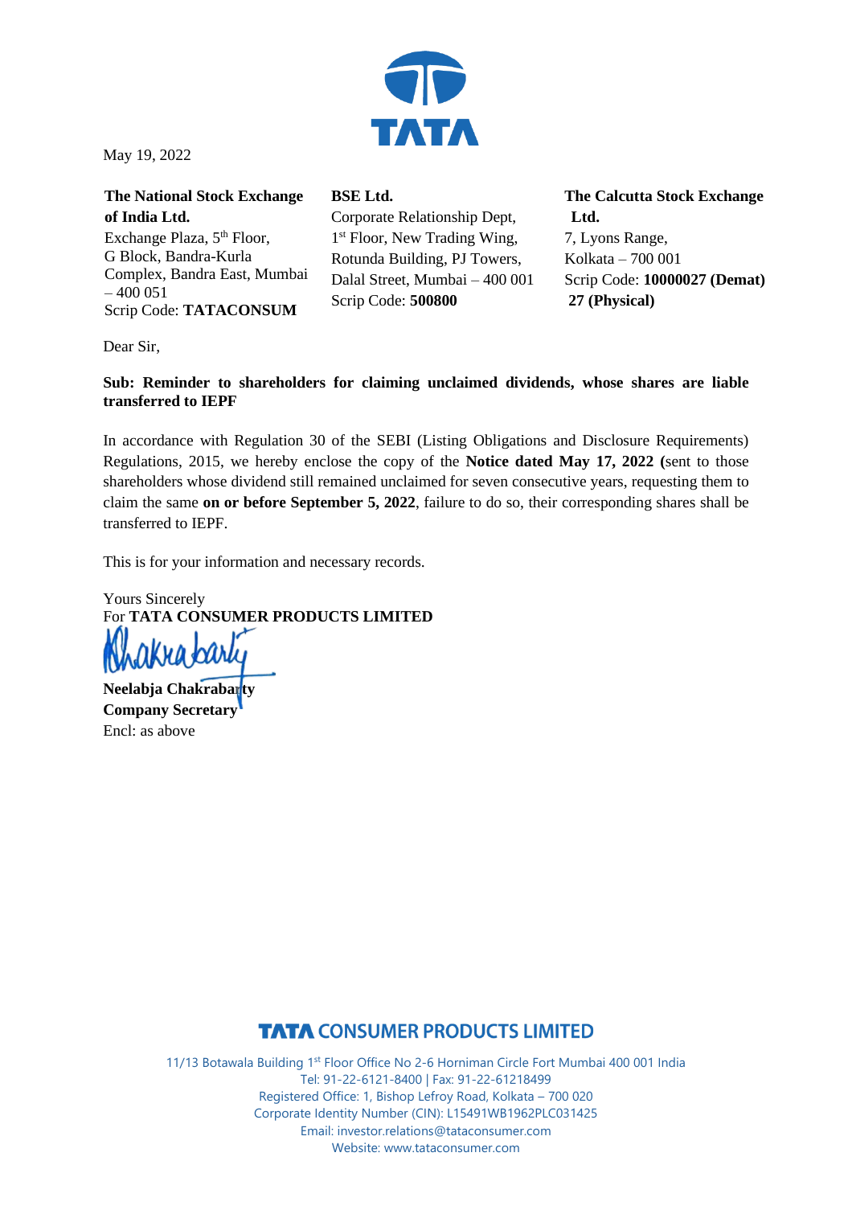TATA

May 19, 2022

**The National Stock Exchange of India Ltd.**
Exchange Plaza, 5th Floor,
G Block, Bandra-Kurla Complex, Bandra East, Mumbai – 400 051
Scrip Code: **TATACONSUM**

**BSE Ltd.**
Corporate Relationship Dept,
1st Floor, New Trading Wing,
Rotunda Building, PJ Towers,
Dalal Street, Mumbai – 400 001
Scrip Code: **500800**

**The Calcutta Stock Exchange Ltd.**
7, Lyons Range,
Kolkata – 700 001
Scrip Code: **10000027 (Demat)**
**27 (Physical)**

Dear Sir,

**Sub: Reminder to shareholders for claiming unclaimed dividends, whose shares are liable transferred to IEPF**

In accordance with Regulation 30 of the SEBI (Listing Obligations and Disclosure Requirements) Regulations, 2015, we hereby enclose the copy of the **Notice dated May 17, 2022 (**sent to those shareholders whose dividend still remained unclaimed for seven consecutive years, requesting them to claim the same **on or before September 5, 2022**, failure to do so, their corresponding shares shall be transferred to IEPF.

This is for your information and necessary records.

Yours Sincerely
For **TATA CONSUMER PRODUCTS LIMITED**

**Neelabja Chakrabarty**
**Company Secretary**
Encl: as above

**TATA CONSUMER PRODUCTS LIMITED**

11/13 Botawala Building 1st Floor Office No 2-6 Horniman Circle Fort Mumbai 400 001 India
Tel: 91-22-6121-8400 | Fax: 91-22-61218499
Registered Office: 1, Bishop Lefroy Road, Kolkata – 700 020
Corporate Identity Number (CIN): L15491WB1962PLC031425
Email: investor.relations@tataconsumer.com
Website: www.tataconsumer.com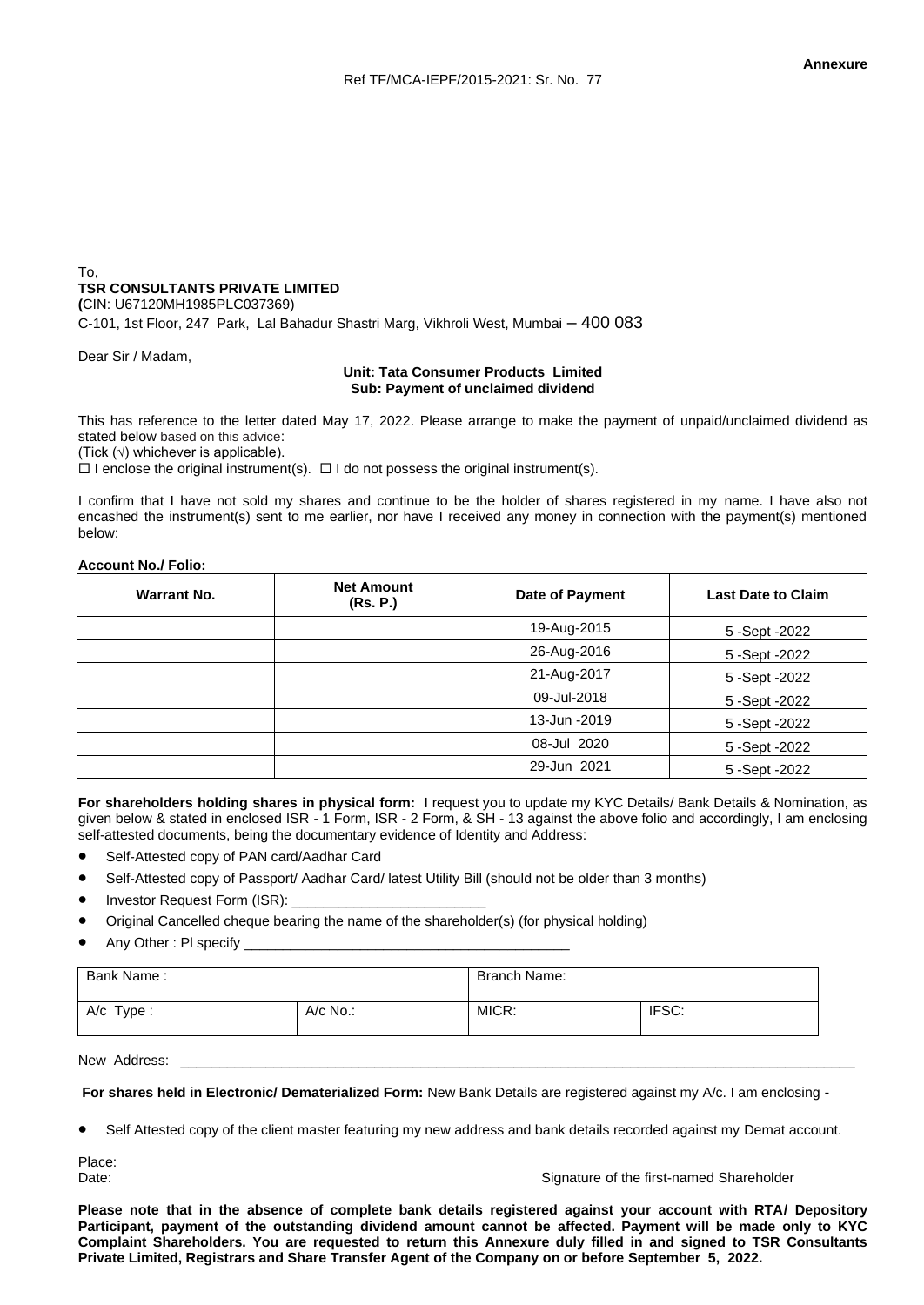**Annexure**

Ref TF/MCA-IEPF/2015-2021: Sr. No. 77

To,
**TSR CONSULTANTS PRIVATE LIMITED**
**(**CIN: U67120MH1985PLC037369)
C-101, 1st Floor, 247 Park, Lal Bahadur Shastri Marg, Vikhroli West, Mumbai – 400 083

Dear Sir / Madam,

**Unit: Tata Consumer Products Limited**
**Sub: Payment of unclaimed dividend**

This has reference to the letter dated May 17, 2022. Please arrange to make the payment of unpaid/unclaimed dividend as stated below based on this advice:
(Tick (√) whichever is applicable).
☐ I enclose the original instrument(s). ☐ I do not possess the original instrument(s).

I confirm that I have not sold my shares and continue to be the holder of shares registered in my name. I have also not encashed the instrument(s) sent to me earlier, nor have I received any money in connection with the payment(s) mentioned below:

**Account No./ Folio:**

| Warrant No. | Net Amount (Rs. P.) | Date of Payment | Last Date to Claim |
|---|---|---|---|
| | | 19-Aug-2015 | 5 -Sept -2022 |
| | | 26-Aug-2016 | 5 -Sept -2022 |
| | | 21-Aug-2017 | 5 -Sept -2022 |
| | | 09-Jul-2018 | 5 -Sept -2022 |
| | | 13-Jun -2019 | 5 -Sept -2022 |
| | | 08-Jul 2020 | 5 -Sept -2022 |
| | | 29-Jun 2021 | 5 -Sept -2022 |

**For shareholders holding shares in physical form:** I request you to update my KYC Details/ Bank Details & Nomination, as given below & stated in enclosed ISR - 1 Form, ISR - 2 Form, & SH - 13 against the above folio and accordingly, I am enclosing self-attested documents, being the documentary evidence of Identity and Address:

- Self-Attested copy of PAN card/Aadhar Card
- Self-Attested copy of Passport/ Aadhar Card/ latest Utility Bill (should not be older than 3 months)
- Investor Request Form (ISR): ________________________
- Original Cancelled cheque bearing the name of the shareholder(s) (for physical holding)
- Any Other : Pl specify ________________________________________

| Bank Name : | | Branch Name: | |
|---|---|---|---|
| A/c Type : | A/c No.: | MICR: | IFSC: |

New Address: ________________________________________________________________________________

**For shares held in Electronic/ Dematerialized Form:** New Bank Details are registered against my A/c. I am enclosing **-**

- Self Attested copy of the client master featuring my new address and bank details recorded against my Demat account.

Place:
Date:

Signature of the first-named Shareholder

**Please note that in the absence of complete bank details registered against your account with RTA/ Depository Participant, payment of the outstanding dividend amount cannot be affected. Payment will be made only to KYC Complaint Shareholders. You are requested to return this Annexure duly filled in and signed to TSR Consultants Private Limited, Registrars and Share Transfer Agent of the Company on or before September 5, 2022.**